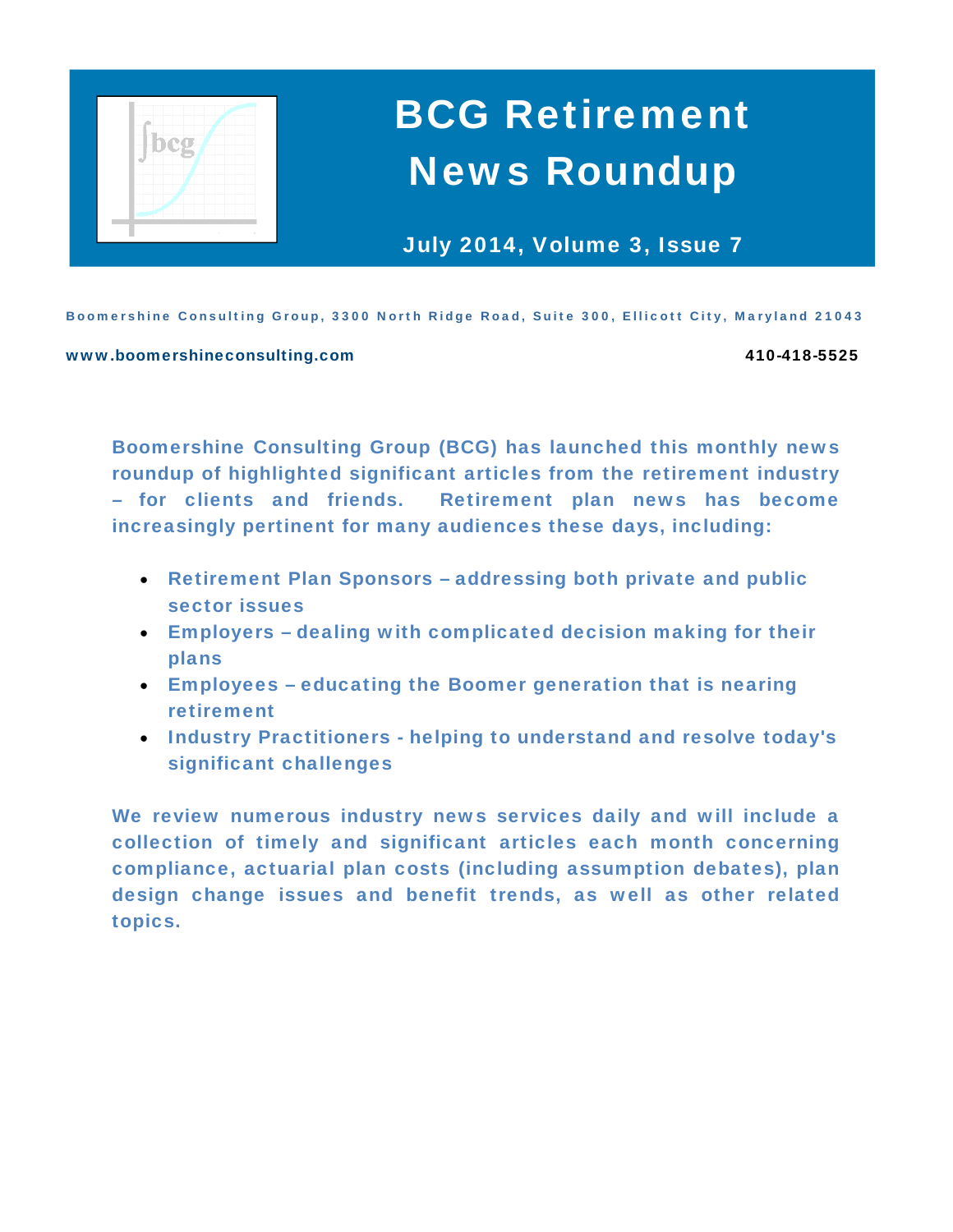# BCG Retirement News Roundup

**July 2014, Volume 3, Issue 7**

Boomershine Consulting Group, 3300 North Ridge Road, Suite 300, Ellicott City, Maryland 21043

www.boomershineconsulting.com

410-418-5525

Boomershine Consulting Group (BCG) has launched this monthly news roundup of highlighted significant articles from the retirement industry – for clients and friends. Retirement plan news has become increasingly pertinent for many audiences these days, including:

- Retirement Plan Sponsors – addressing both private and public sector issues
- Employers – dealing with complicated decision making for their plans
- Employees – educating the Boomer generation that is nearing retirement
- Industry Practitioners - helping to understand and resolve today's significant challenges

We review numerous industry news services daily and will include a collection of timely and significant articles each month concerning compliance, actuarial plan costs (including assumption debates), plan design change issues and benefit trends, as well as other related topics.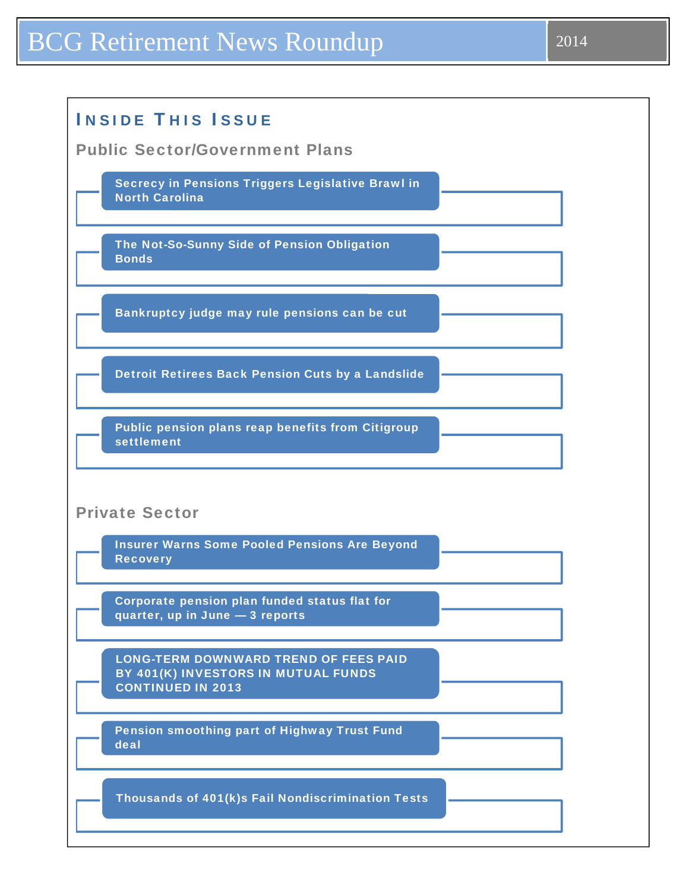# BCG Retirement News Roundup

2014

## Inside This Issue

### Public Sector/Government Plans

- Secrecy in Pensions Triggers Legislative Brawl in North Carolina
- The Not-So-Sunny Side of Pension Obligation Bonds
- Bankruptcy judge may rule pensions can be cut
- Detroit Retirees Back Pension Cuts by a Landslide
- Public pension plans reap benefits from Citigroup settlement

### Private Sector

- Insurer Warns Some Pooled Pensions Are Beyond Recovery
- Corporate pension plan funded status flat for quarter, up in June — 3 reports
- LONG-TERM DOWNWARD TREND OF FEES PAID BY 401(K) INVESTORS IN MUTUAL FUNDS CONTINUED IN 2013
- Pension smoothing part of Highway Trust Fund deal
- Thousands of 401(k)s Fail Nondiscrimination Tests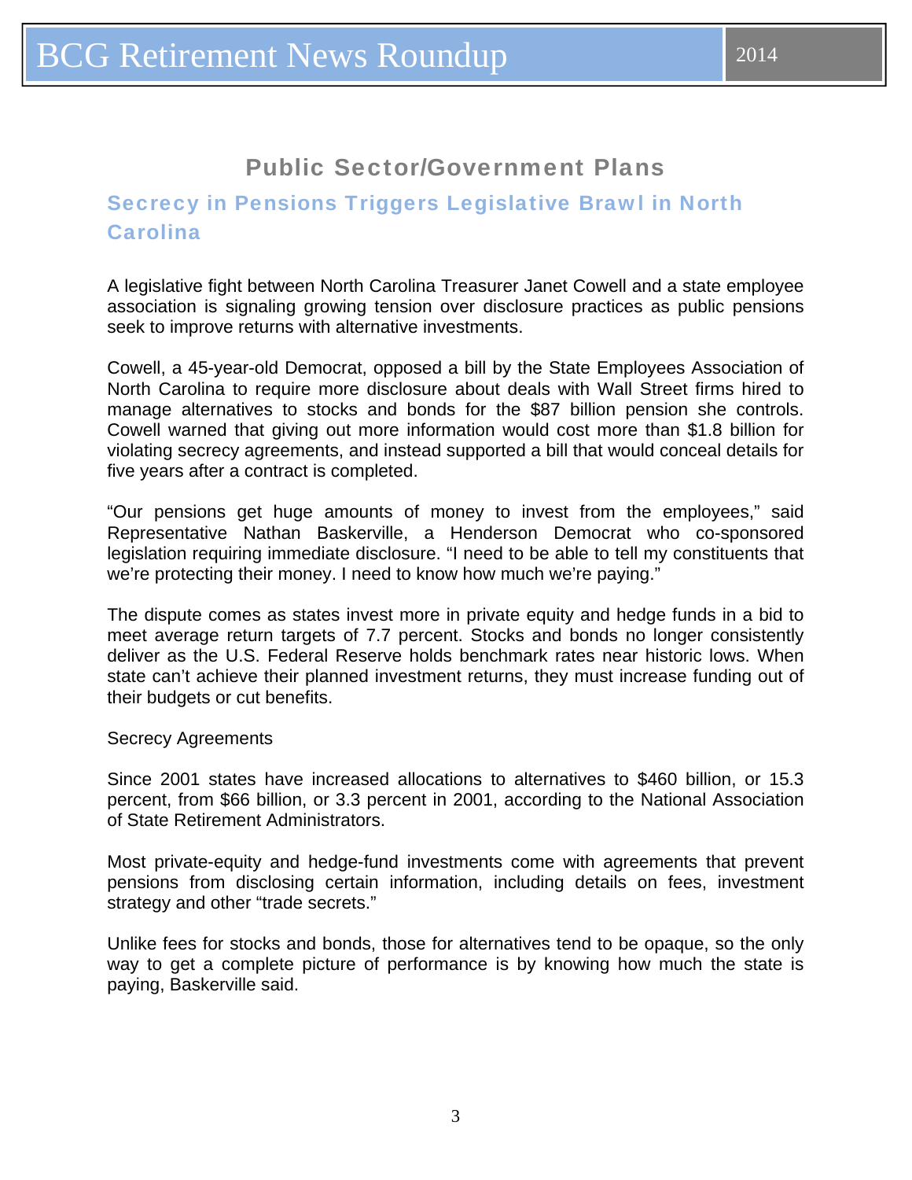## Public Sector/Government Plans

### Secrecy in Pensions Triggers Legislative Brawl in North Carolina

A legislative fight between North Carolina Treasurer Janet Cowell and a state employee association is signaling growing tension over disclosure practices as public pensions seek to improve returns with alternative investments.

Cowell, a 45-year-old Democrat, opposed a bill by the State Employees Association of North Carolina to require more disclosure about deals with Wall Street firms hired to manage alternatives to stocks and bonds for the $87 billion pension she controls. Cowell warned that giving out more information would cost more than $1.8 billion for violating secrecy agreements, and instead supported a bill that would conceal details for five years after a contract is completed.

"Our pensions get huge amounts of money to invest from the employees," said Representative Nathan Baskerville, a Henderson Democrat who co-sponsored legislation requiring immediate disclosure. "I need to be able to tell my constituents that we're protecting their money. I need to know how much we're paying."

The dispute comes as states invest more in private equity and hedge funds in a bid to meet average return targets of 7.7 percent. Stocks and bonds no longer consistently deliver as the U.S. Federal Reserve holds benchmark rates near historic lows. When state can't achieve their planned investment returns, they must increase funding out of their budgets or cut benefits.

Secrecy Agreements

Since 2001 states have increased allocations to alternatives to $460 billion, or 15.3 percent, from $66 billion, or 3.3 percent in 2001, according to the National Association of State Retirement Administrators.

Most private-equity and hedge-fund investments come with agreements that prevent pensions from disclosing certain information, including details on fees, investment strategy and other "trade secrets."

Unlike fees for stocks and bonds, those for alternatives tend to be opaque, so the only way to get a complete picture of performance is by knowing how much the state is paying, Baskerville said.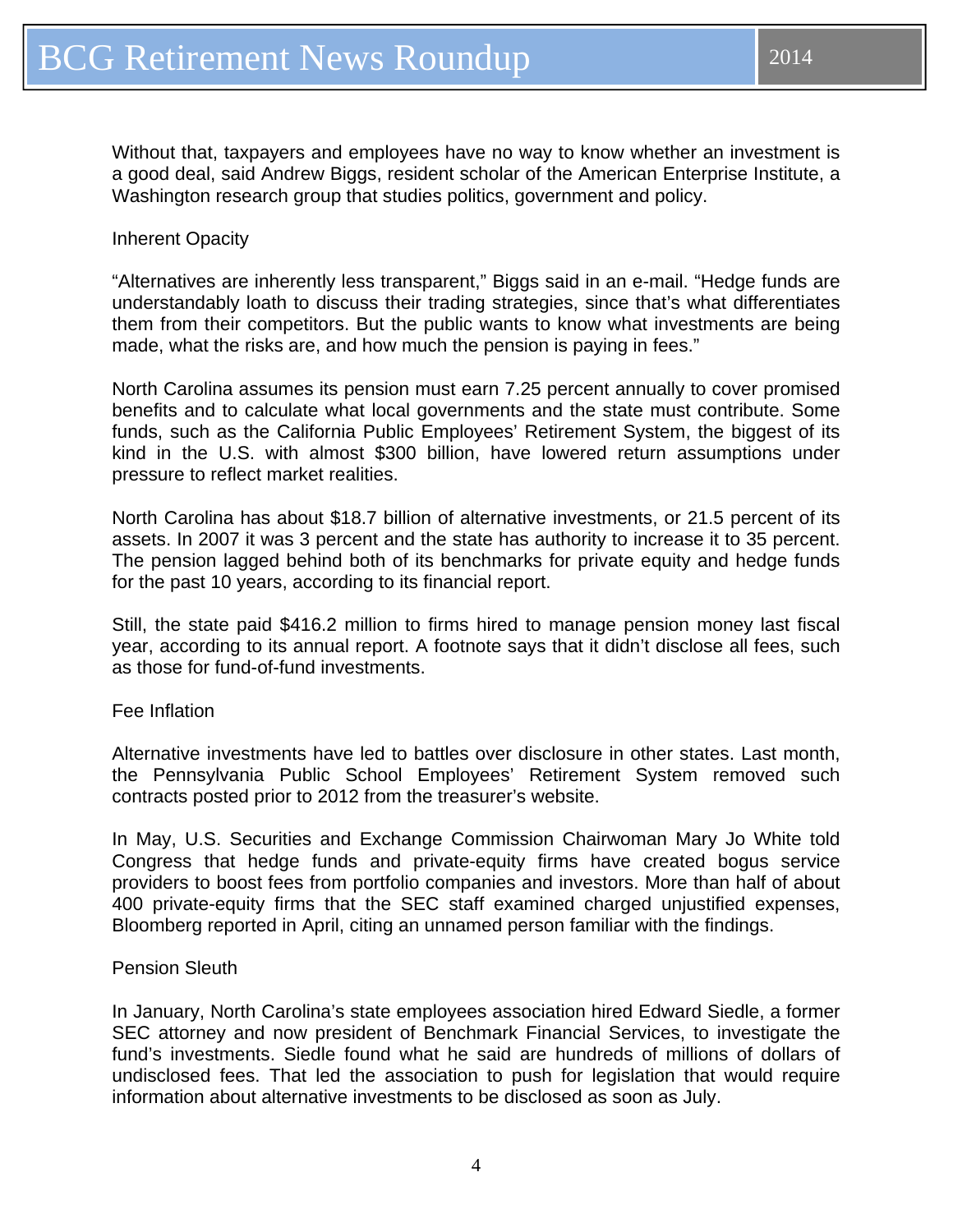Without that, taxpayers and employees have no way to know whether an investment is a good deal, said Andrew Biggs, resident scholar of the American Enterprise Institute, a Washington research group that studies politics, government and policy.

## Inherent Opacity

"Alternatives are inherently less transparent," Biggs said in an e-mail. "Hedge funds are understandably loath to discuss their trading strategies, since that's what differentiates them from their competitors. But the public wants to know what investments are being made, what the risks are, and how much the pension is paying in fees."

North Carolina assumes its pension must earn 7.25 percent annually to cover promised benefits and to calculate what local governments and the state must contribute. Some funds, such as the California Public Employees' Retirement System, the biggest of its kind in the U.S. with almost $300 billion, have lowered return assumptions under pressure to reflect market realities.

North Carolina has about $18.7 billion of alternative investments, or 21.5 percent of its assets. In 2007 it was 3 percent and the state has authority to increase it to 35 percent. The pension lagged behind both of its benchmarks for private equity and hedge funds for the past 10 years, according to its financial report.

Still, the state paid $416.2 million to firms hired to manage pension money last fiscal year, according to its annual report. A footnote says that it didn't disclose all fees, such as those for fund-of-fund investments.

## Fee Inflation

Alternative investments have led to battles over disclosure in other states. Last month, the Pennsylvania Public School Employees' Retirement System removed such contracts posted prior to 2012 from the treasurer's website.

In May, U.S. Securities and Exchange Commission Chairwoman Mary Jo White told Congress that hedge funds and private-equity firms have created bogus service providers to boost fees from portfolio companies and investors. More than half of about 400 private-equity firms that the SEC staff examined charged unjustified expenses, Bloomberg reported in April, citing an unnamed person familiar with the findings.

## Pension Sleuth

In January, North Carolina's state employees association hired Edward Siedle, a former SEC attorney and now president of Benchmark Financial Services, to investigate the fund's investments. Siedle found what he said are hundreds of millions of dollars of undisclosed fees. That led the association to push for legislation that would require information about alternative investments to be disclosed as soon as July.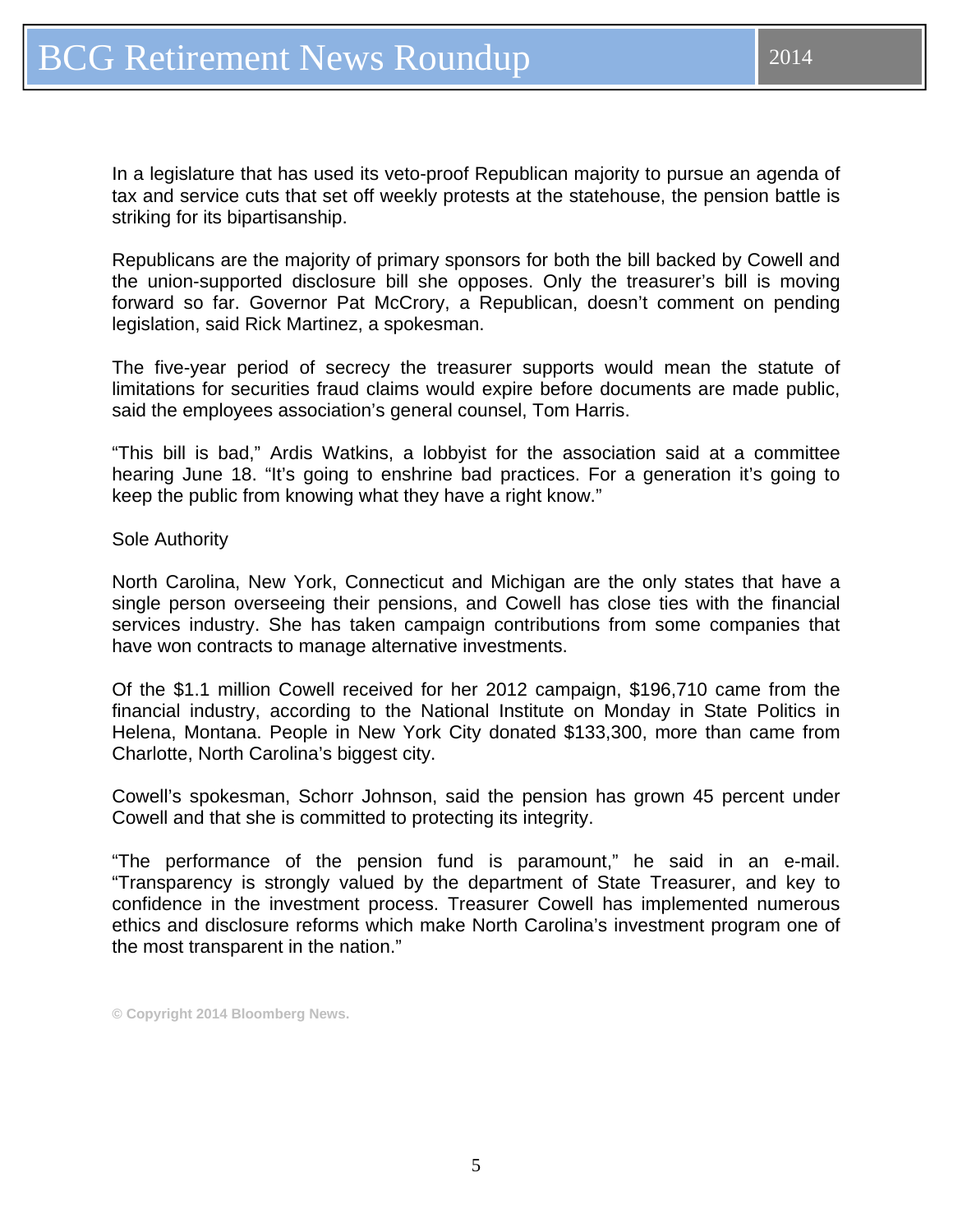In a legislature that has used its veto-proof Republican majority to pursue an agenda of tax and service cuts that set off weekly protests at the statehouse, the pension battle is striking for its bipartisanship.

Republicans are the majority of primary sponsors for both the bill backed by Cowell and the union-supported disclosure bill she opposes. Only the treasurer's bill is moving forward so far. Governor Pat McCrory, a Republican, doesn't comment on pending legislation, said Rick Martinez, a spokesman.

The five-year period of secrecy the treasurer supports would mean the statute of limitations for securities fraud claims would expire before documents are made public, said the employees association's general counsel, Tom Harris.

"This bill is bad," Ardis Watkins, a lobbyist for the association said at a committee hearing June 18. "It's going to enshrine bad practices. For a generation it's going to keep the public from knowing what they have a right know."

## Sole Authority

North Carolina, New York, Connecticut and Michigan are the only states that have a single person overseeing their pensions, and Cowell has close ties with the financial services industry. She has taken campaign contributions from some companies that have won contracts to manage alternative investments.

Of the $1.1 million Cowell received for her 2012 campaign, $196,710 came from the financial industry, according to the National Institute on Monday in State Politics in Helena, Montana. People in New York City donated $133,300, more than came from Charlotte, North Carolina's biggest city.

Cowell's spokesman, Schorr Johnson, said the pension has grown 45 percent under Cowell and that she is committed to protecting its integrity.

"The performance of the pension fund is paramount," he said in an e-mail. "Transparency is strongly valued by the department of State Treasurer, and key to confidence in the investment process. Treasurer Cowell has implemented numerous ethics and disclosure reforms which make North Carolina's investment program one of the most transparent in the nation."

**© Copyright 2014 Bloomberg News.**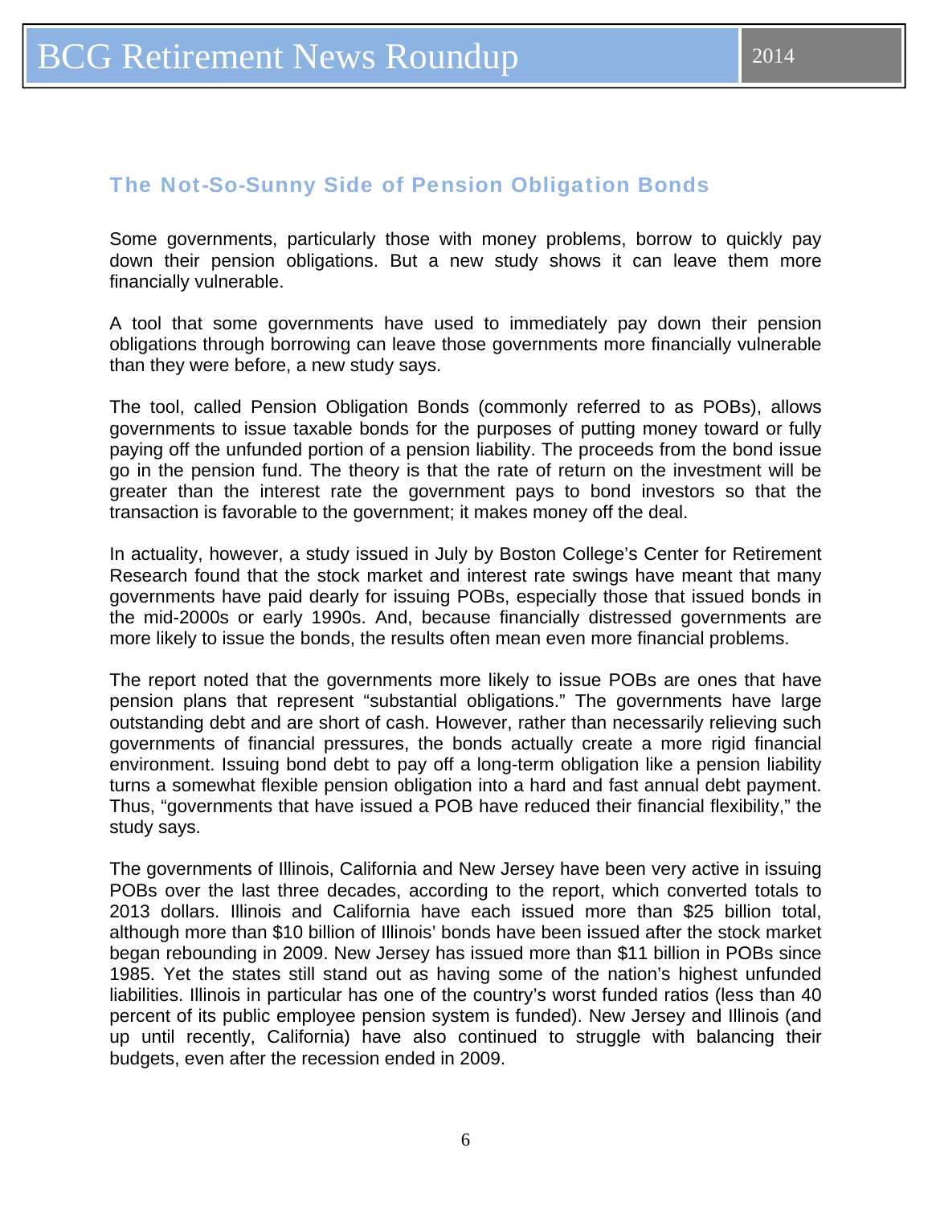## The Not-So-Sunny Side of Pension Obligation Bonds

Some governments, particularly those with money problems, borrow to quickly pay down their pension obligations. But a new study shows it can leave them more financially vulnerable.

A tool that some governments have used to immediately pay down their pension obligations through borrowing can leave those governments more financially vulnerable than they were before, a new study says.

The tool, called Pension Obligation Bonds (commonly referred to as POBs), allows governments to issue taxable bonds for the purposes of putting money toward or fully paying off the unfunded portion of a pension liability. The proceeds from the bond issue go in the pension fund. The theory is that the rate of return on the investment will be greater than the interest rate the government pays to bond investors so that the transaction is favorable to the government; it makes money off the deal.

In actuality, however, a study issued in July by Boston College's Center for Retirement Research found that the stock market and interest rate swings have meant that many governments have paid dearly for issuing POBs, especially those that issued bonds in the mid-2000s or early 1990s. And, because financially distressed governments are more likely to issue the bonds, the results often mean even more financial problems.

The report noted that the governments more likely to issue POBs are ones that have pension plans that represent "substantial obligations." The governments have large outstanding debt and are short of cash. However, rather than necessarily relieving such governments of financial pressures, the bonds actually create a more rigid financial environment. Issuing bond debt to pay off a long-term obligation like a pension liability turns a somewhat flexible pension obligation into a hard and fast annual debt payment. Thus, "governments that have issued a POB have reduced their financial flexibility," the study says.

The governments of Illinois, California and New Jersey have been very active in issuing POBs over the last three decades, according to the report, which converted totals to 2013 dollars. Illinois and California have each issued more than $25 billion total, although more than $10 billion of Illinois' bonds have been issued after the stock market began rebounding in 2009. New Jersey has issued more than $11 billion in POBs since 1985. Yet the states still stand out as having some of the nation's highest unfunded liabilities. Illinois in particular has one of the country's worst funded ratios (less than 40 percent of its public employee pension system is funded). New Jersey and Illinois (and up until recently, California) have also continued to struggle with balancing their budgets, even after the recession ended in 2009.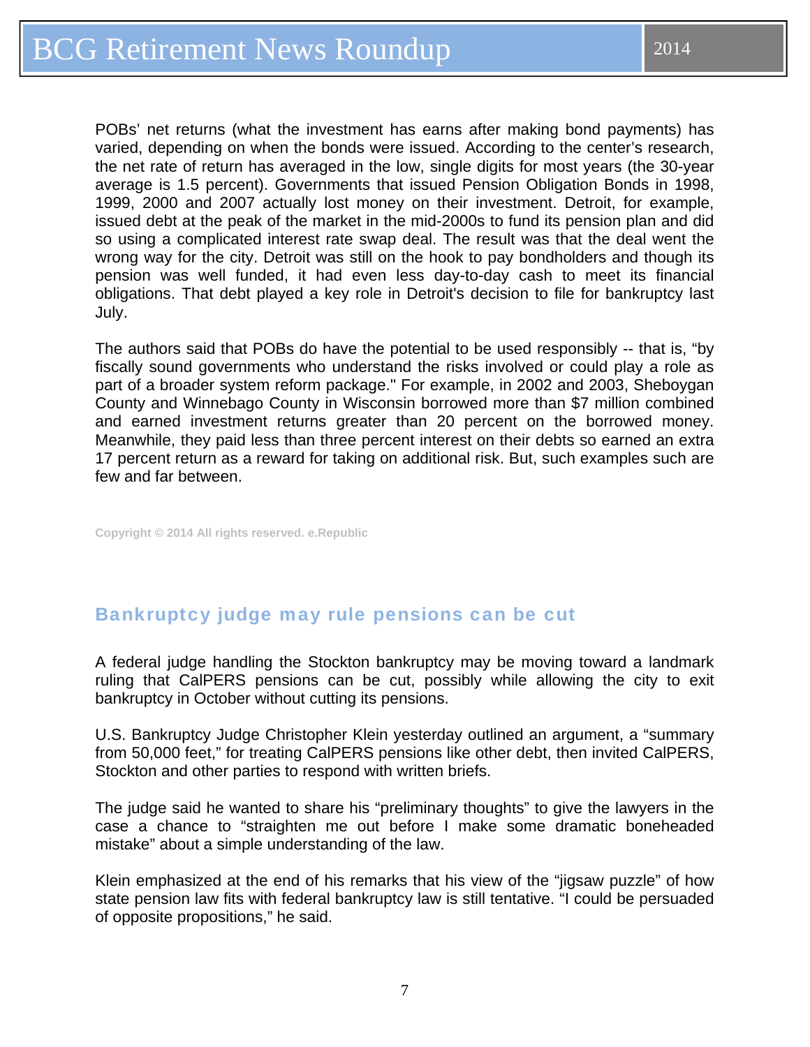POBs' net returns (what the investment has earns after making bond payments) has varied, depending on when the bonds were issued. According to the center's research, the net rate of return has averaged in the low, single digits for most years (the 30-year average is 1.5 percent). Governments that issued Pension Obligation Bonds in 1998, 1999, 2000 and 2007 actually lost money on their investment. Detroit, for example, issued debt at the peak of the market in the mid-2000s to fund its pension plan and did so using a complicated interest rate swap deal. The result was that the deal went the wrong way for the city. Detroit was still on the hook to pay bondholders and though its pension was well funded, it had even less day-to-day cash to meet its financial obligations. That debt played a key role in Detroit's decision to file for bankruptcy last July.

The authors said that POBs do have the potential to be used responsibly -- that is, "by fiscally sound governments who understand the risks involved or could play a role as part of a broader system reform package." For example, in 2002 and 2003, Sheboygan County and Winnebago County in Wisconsin borrowed more than $7 million combined and earned investment returns greater than 20 percent on the borrowed money. Meanwhile, they paid less than three percent interest on their debts so earned an extra 17 percent return as a reward for taking on additional risk. But, such examples such are few and far between.

**Copyright © 2014 All rights reserved. e.Republic**

## Bankruptcy judge may rule pensions can be cut

A federal judge handling the Stockton bankruptcy may be moving toward a landmark ruling that CalPERS pensions can be cut, possibly while allowing the city to exit bankruptcy in October without cutting its pensions.

U.S. Bankruptcy Judge Christopher Klein yesterday outlined an argument, a "summary from 50,000 feet," for treating CalPERS pensions like other debt, then invited CalPERS, Stockton and other parties to respond with written briefs.

The judge said he wanted to share his "preliminary thoughts" to give the lawyers in the case a chance to "straighten me out before I make some dramatic boneheaded mistake" about a simple understanding of the law.

Klein emphasized at the end of his remarks that his view of the "jigsaw puzzle" of how state pension law fits with federal bankruptcy law is still tentative. "I could be persuaded of opposite propositions," he said.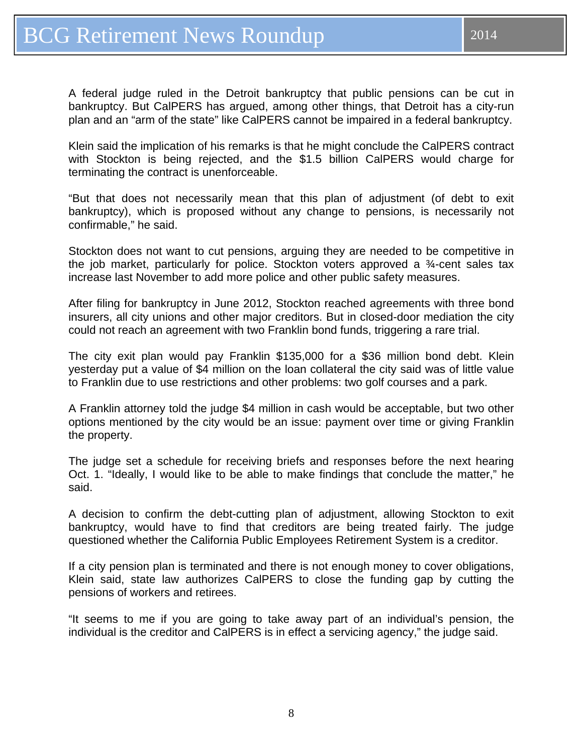A federal judge ruled in the Detroit bankruptcy that public pensions can be cut in bankruptcy. But CalPERS has argued, among other things, that Detroit has a city-run plan and an "arm of the state" like CalPERS cannot be impaired in a federal bankruptcy.

Klein said the implication of his remarks is that he might conclude the CalPERS contract with Stockton is being rejected, and the $1.5 billion CalPERS would charge for terminating the contract is unenforceable.

"But that does not necessarily mean that this plan of adjustment (of debt to exit bankruptcy), which is proposed without any change to pensions, is necessarily not confirmable," he said.

Stockton does not want to cut pensions, arguing they are needed to be competitive in the job market, particularly for police. Stockton voters approved a ¾-cent sales tax increase last November to add more police and other public safety measures.

After filing for bankruptcy in June 2012, Stockton reached agreements with three bond insurers, all city unions and other major creditors. But in closed-door mediation the city could not reach an agreement with two Franklin bond funds, triggering a rare trial.

The city exit plan would pay Franklin $135,000 for a $36 million bond debt. Klein yesterday put a value of $4 million on the loan collateral the city said was of little value to Franklin due to use restrictions and other problems: two golf courses and a park.

A Franklin attorney told the judge $4 million in cash would be acceptable, but two other options mentioned by the city would be an issue: payment over time or giving Franklin the property.

The judge set a schedule for receiving briefs and responses before the next hearing Oct. 1. "Ideally, I would like to be able to make findings that conclude the matter," he said.

A decision to confirm the debt-cutting plan of adjustment, allowing Stockton to exit bankruptcy, would have to find that creditors are being treated fairly. The judge questioned whether the California Public Employees Retirement System is a creditor.

If a city pension plan is terminated and there is not enough money to cover obligations, Klein said, state law authorizes CalPERS to close the funding gap by cutting the pensions of workers and retirees.

"It seems to me if you are going to take away part of an individual's pension, the individual is the creditor and CalPERS is in effect a servicing agency," the judge said.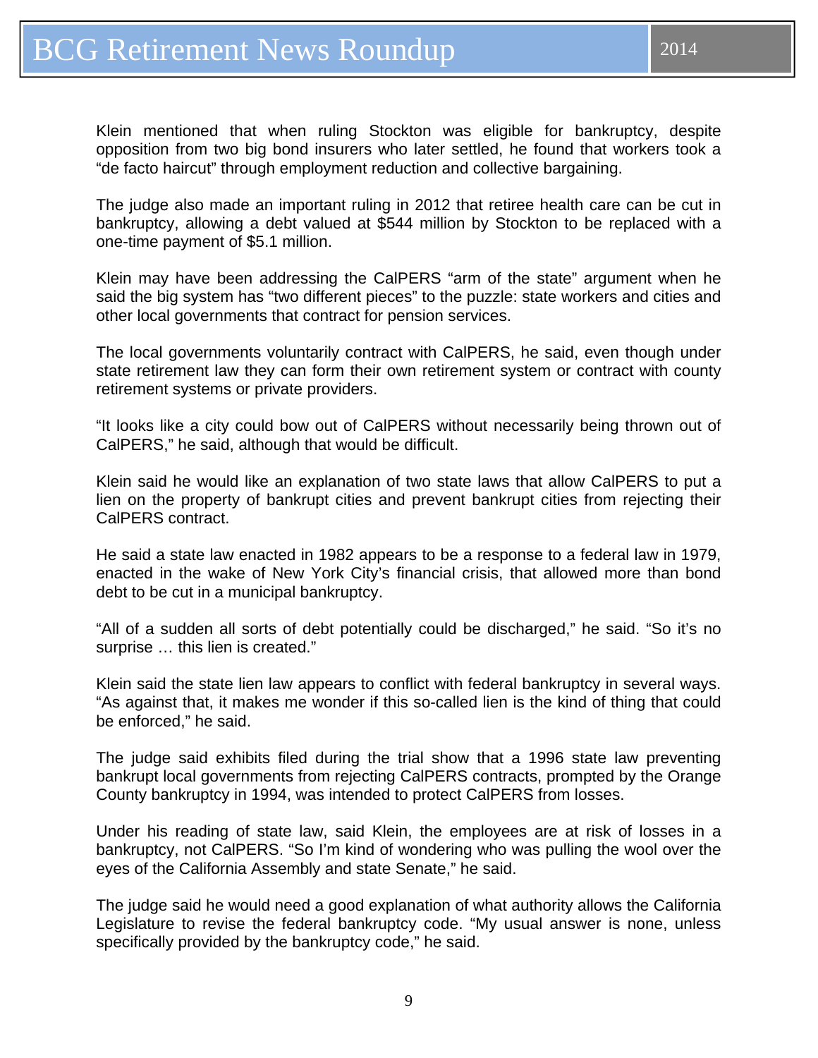Klein mentioned that when ruling Stockton was eligible for bankruptcy, despite opposition from two big bond insurers who later settled, he found that workers took a "de facto haircut" through employment reduction and collective bargaining.

The judge also made an important ruling in 2012 that retiree health care can be cut in bankruptcy, allowing a debt valued at $544 million by Stockton to be replaced with a one-time payment of $5.1 million.

Klein may have been addressing the CalPERS "arm of the state" argument when he said the big system has "two different pieces" to the puzzle: state workers and cities and other local governments that contract for pension services.

The local governments voluntarily contract with CalPERS, he said, even though under state retirement law they can form their own retirement system or contract with county retirement systems or private providers.

"It looks like a city could bow out of CalPERS without necessarily being thrown out of CalPERS," he said, although that would be difficult.

Klein said he would like an explanation of two state laws that allow CalPERS to put a lien on the property of bankrupt cities and prevent bankrupt cities from rejecting their CalPERS contract.

He said a state law enacted in 1982 appears to be a response to a federal law in 1979, enacted in the wake of New York City's financial crisis, that allowed more than bond debt to be cut in a municipal bankruptcy.

"All of a sudden all sorts of debt potentially could be discharged," he said. "So it's no surprise … this lien is created."

Klein said the state lien law appears to conflict with federal bankruptcy in several ways. "As against that, it makes me wonder if this so-called lien is the kind of thing that could be enforced," he said.

The judge said exhibits filed during the trial show that a 1996 state law preventing bankrupt local governments from rejecting CalPERS contracts, prompted by the Orange County bankruptcy in 1994, was intended to protect CalPERS from losses.

Under his reading of state law, said Klein, the employees are at risk of losses in a bankruptcy, not CalPERS. "So I'm kind of wondering who was pulling the wool over the eyes of the California Assembly and state Senate," he said.

The judge said he would need a good explanation of what authority allows the California Legislature to revise the federal bankruptcy code. "My usual answer is none, unless specifically provided by the bankruptcy code," he said.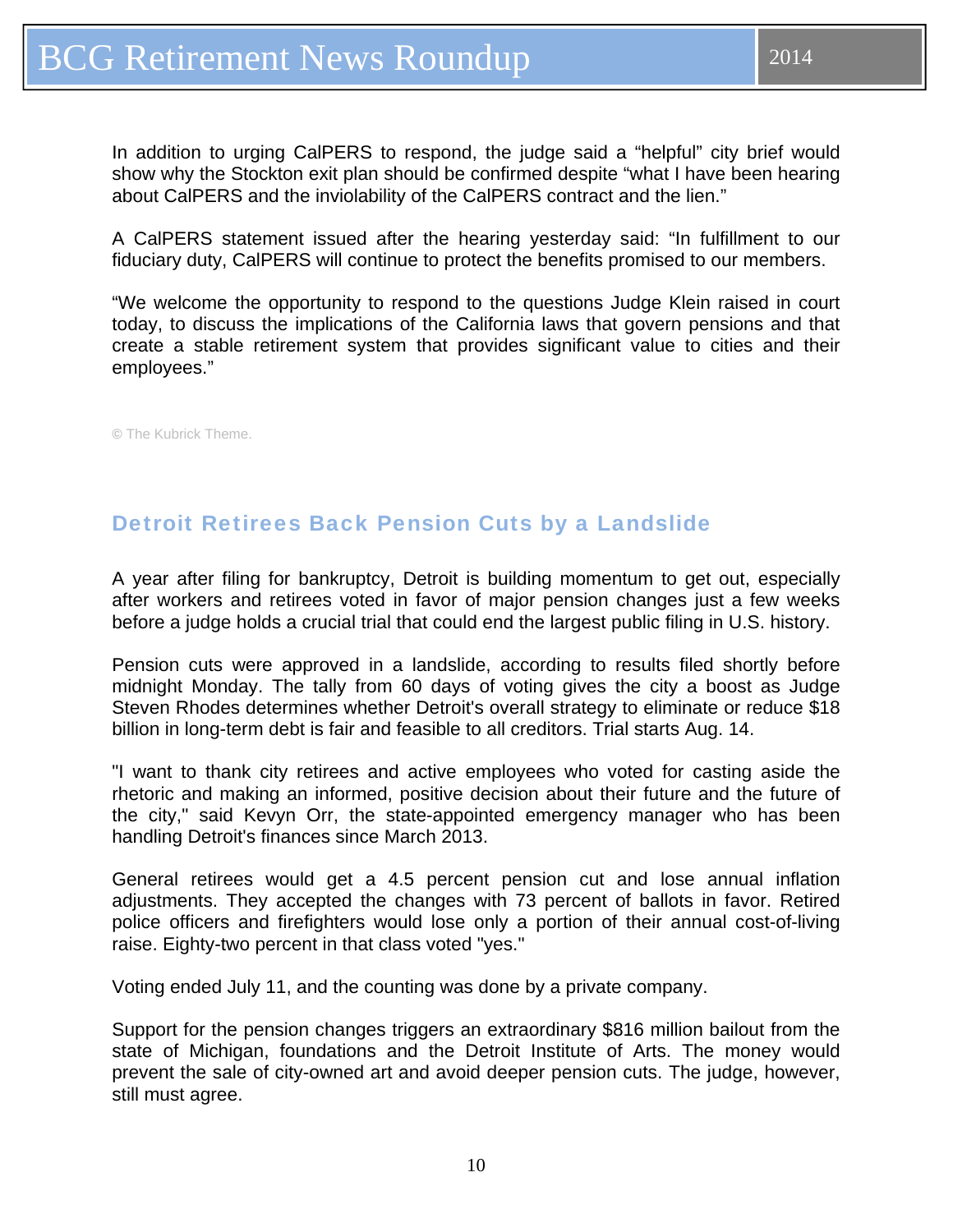In addition to urging CalPERS to respond, the judge said a "helpful" city brief would show why the Stockton exit plan should be confirmed despite "what I have been hearing about CalPERS and the inviolability of the CalPERS contract and the lien."

A CalPERS statement issued after the hearing yesterday said: "In fulfillment to our fiduciary duty, CalPERS will continue to protect the benefits promised to our members.

"We welcome the opportunity to respond to the questions Judge Klein raised in court today, to discuss the implications of the California laws that govern pensions and that create a stable retirement system that provides significant value to cities and their employees."

© The Kubrick Theme.

## Detroit Retirees Back Pension Cuts by a Landslide

A year after filing for bankruptcy, Detroit is building momentum to get out, especially after workers and retirees voted in favor of major pension changes just a few weeks before a judge holds a crucial trial that could end the largest public filing in U.S. history.

Pension cuts were approved in a landslide, according to results filed shortly before midnight Monday. The tally from 60 days of voting gives the city a boost as Judge Steven Rhodes determines whether Detroit's overall strategy to eliminate or reduce $18 billion in long-term debt is fair and feasible to all creditors. Trial starts Aug. 14.

"I want to thank city retirees and active employees who voted for casting aside the rhetoric and making an informed, positive decision about their future and the future of the city," said Kevyn Orr, the state-appointed emergency manager who has been handling Detroit's finances since March 2013.

General retirees would get a 4.5 percent pension cut and lose annual inflation adjustments. They accepted the changes with 73 percent of ballots in favor. Retired police officers and firefighters would lose only a portion of their annual cost-of-living raise. Eighty-two percent in that class voted "yes."

Voting ended July 11, and the counting was done by a private company.

Support for the pension changes triggers an extraordinary $816 million bailout from the state of Michigan, foundations and the Detroit Institute of Arts. The money would prevent the sale of city-owned art and avoid deeper pension cuts. The judge, however, still must agree.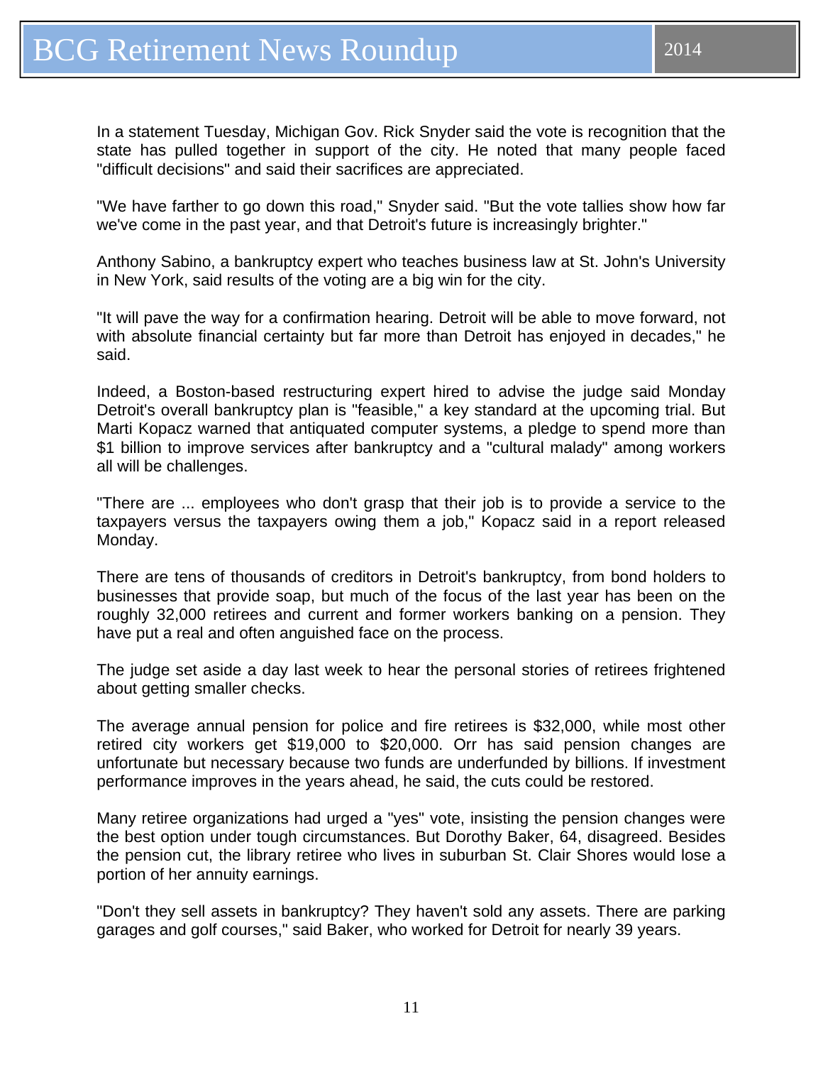In a statement Tuesday, Michigan Gov. Rick Snyder said the vote is recognition that the state has pulled together in support of the city. He noted that many people faced "difficult decisions" and said their sacrifices are appreciated.

"We have farther to go down this road," Snyder said. "But the vote tallies show how far we've come in the past year, and that Detroit's future is increasingly brighter."

Anthony Sabino, a bankruptcy expert who teaches business law at St. John's University in New York, said results of the voting are a big win for the city.

"It will pave the way for a confirmation hearing. Detroit will be able to move forward, not with absolute financial certainty but far more than Detroit has enjoyed in decades," he said.

Indeed, a Boston-based restructuring expert hired to advise the judge said Monday Detroit's overall bankruptcy plan is "feasible," a key standard at the upcoming trial. But Marti Kopacz warned that antiquated computer systems, a pledge to spend more than $1 billion to improve services after bankruptcy and a "cultural malady" among workers all will be challenges.

"There are ... employees who don't grasp that their job is to provide a service to the taxpayers versus the taxpayers owing them a job," Kopacz said in a report released Monday.

There are tens of thousands of creditors in Detroit's bankruptcy, from bond holders to businesses that provide soap, but much of the focus of the last year has been on the roughly 32,000 retirees and current and former workers banking on a pension. They have put a real and often anguished face on the process.

The judge set aside a day last week to hear the personal stories of retirees frightened about getting smaller checks.

The average annual pension for police and fire retirees is $32,000, while most other retired city workers get $19,000 to $20,000. Orr has said pension changes are unfortunate but necessary because two funds are underfunded by billions. If investment performance improves in the years ahead, he said, the cuts could be restored.

Many retiree organizations had urged a "yes" vote, insisting the pension changes were the best option under tough circumstances. But Dorothy Baker, 64, disagreed. Besides the pension cut, the library retiree who lives in suburban St. Clair Shores would lose a portion of her annuity earnings.

"Don't they sell assets in bankruptcy? They haven't sold any assets. There are parking garages and golf courses," said Baker, who worked for Detroit for nearly 39 years.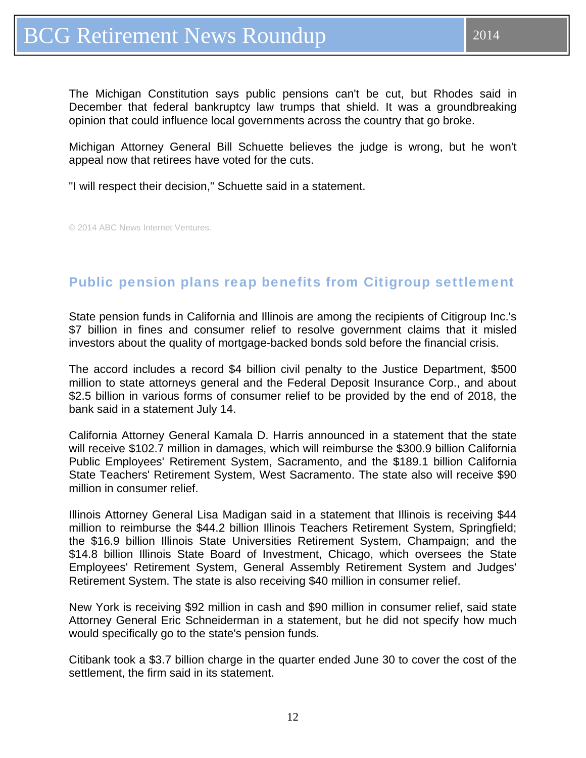The Michigan Constitution says public pensions can't be cut, but Rhodes said in December that federal bankruptcy law trumps that shield. It was a groundbreaking opinion that could influence local governments across the country that go broke.

Michigan Attorney General Bill Schuette believes the judge is wrong, but he won't appeal now that retirees have voted for the cuts.

"I will respect their decision," Schuette said in a statement.

© 2014 ABC News Internet Ventures.

## Public pension plans reap benefits from Citigroup settlement

State pension funds in California and Illinois are among the recipients of Citigroup Inc.'s $7 billion in fines and consumer relief to resolve government claims that it misled investors about the quality of mortgage-backed bonds sold before the financial crisis.

The accord includes a record $4 billion civil penalty to the Justice Department, $500 million to state attorneys general and the Federal Deposit Insurance Corp., and about $2.5 billion in various forms of consumer relief to be provided by the end of 2018, the bank said in a statement July 14.

California Attorney General Kamala D. Harris announced in a statement that the state will receive $102.7 million in damages, which will reimburse the $300.9 billion California Public Employees' Retirement System, Sacramento, and the $189.1 billion California State Teachers' Retirement System, West Sacramento. The state also will receive $90 million in consumer relief.

Illinois Attorney General Lisa Madigan said in a statement that Illinois is receiving $44 million to reimburse the $44.2 billion Illinois Teachers Retirement System, Springfield; the $16.9 billion Illinois State Universities Retirement System, Champaign; and the $14.8 billion Illinois State Board of Investment, Chicago, which oversees the State Employees' Retirement System, General Assembly Retirement System and Judges' Retirement System. The state is also receiving $40 million in consumer relief.

New York is receiving $92 million in cash and $90 million in consumer relief, said state Attorney General Eric Schneiderman in a statement, but he did not specify how much would specifically go to the state's pension funds.

Citibank took a $3.7 billion charge in the quarter ended June 30 to cover the cost of the settlement, the firm said in its statement.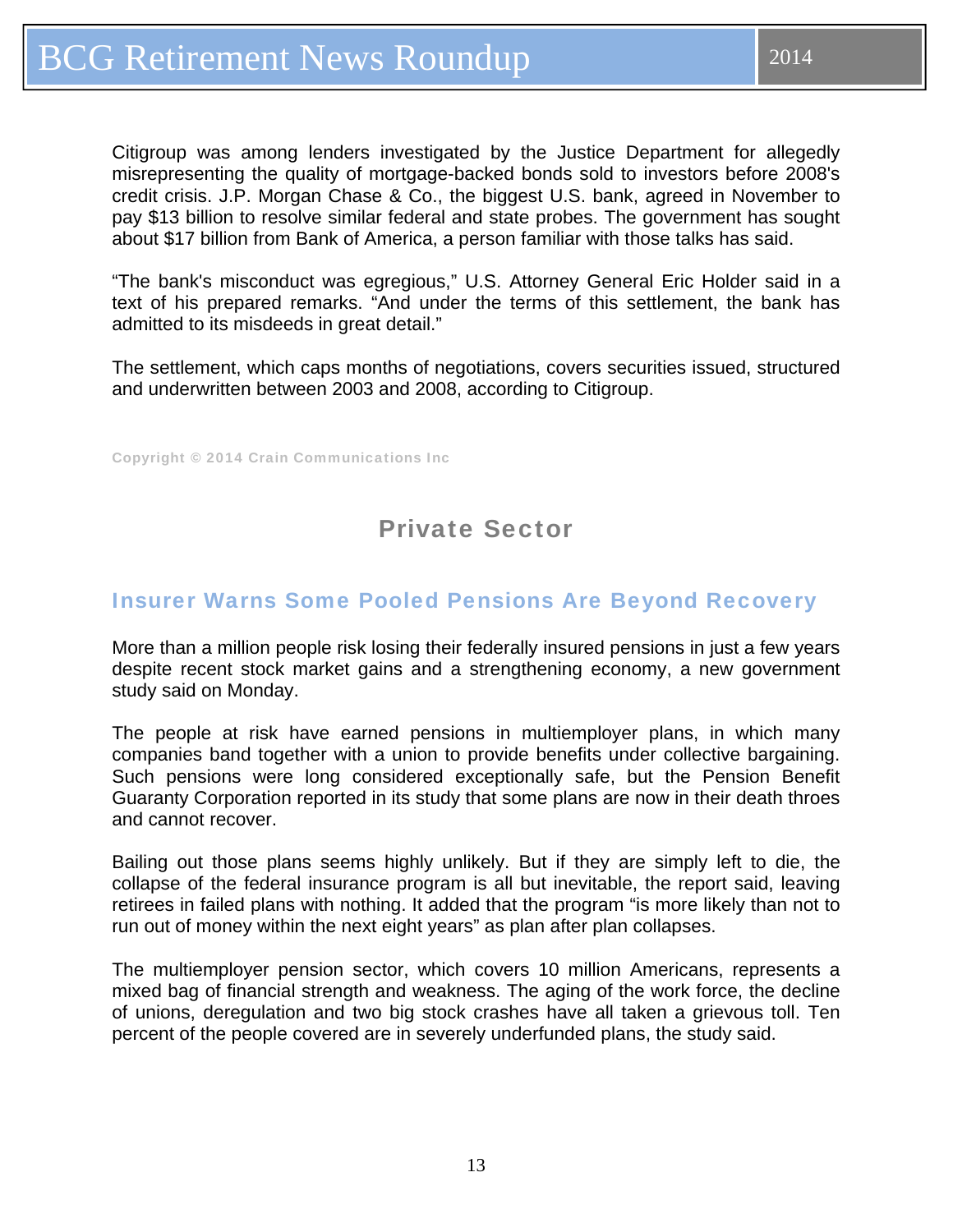Citigroup was among lenders investigated by the Justice Department for allegedly misrepresenting the quality of mortgage-backed bonds sold to investors before 2008's credit crisis. J.P. Morgan Chase & Co., the biggest U.S. bank, agreed in November to pay $13 billion to resolve similar federal and state probes. The government has sought about $17 billion from Bank of America, a person familiar with those talks has said.

“The bank's misconduct was egregious,” U.S. Attorney General Eric Holder said in a text of his prepared remarks. “And under the terms of this settlement, the bank has admitted to its misdeeds in great detail.”

The settlement, which caps months of negotiations, covers securities issued, structured and underwritten between 2003 and 2008, according to Citigroup.

Copyright © 2014 Crain Communications Inc

## Private Sector

### Insurer Warns Some Pooled Pensions Are Beyond Recovery

More than a million people risk losing their federally insured pensions in just a few years despite recent stock market gains and a strengthening economy, a new government study said on Monday.

The people at risk have earned pensions in multiemployer plans, in which many companies band together with a union to provide benefits under collective bargaining. Such pensions were long considered exceptionally safe, but the Pension Benefit Guaranty Corporation reported in its study that some plans are now in their death throes and cannot recover.

Bailing out those plans seems highly unlikely. But if they are simply left to die, the collapse of the federal insurance program is all but inevitable, the report said, leaving retirees in failed plans with nothing. It added that the program “is more likely than not to run out of money within the next eight years” as plan after plan collapses.

The multiemployer pension sector, which covers 10 million Americans, represents a mixed bag of financial strength and weakness. The aging of the work force, the decline of unions, deregulation and two big stock crashes have all taken a grievous toll. Ten percent of the people covered are in severely underfunded plans, the study said.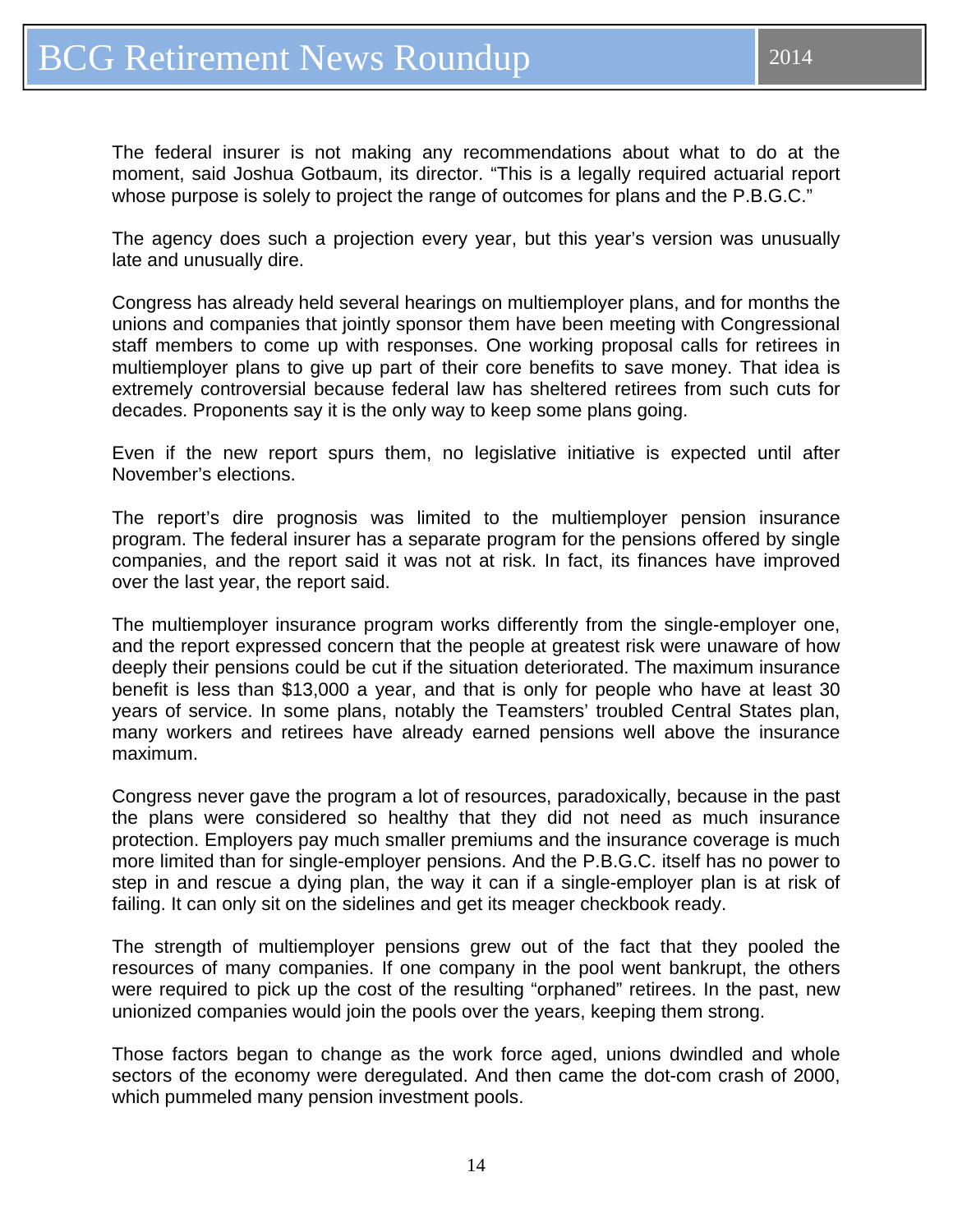The federal insurer is not making any recommendations about what to do at the moment, said Joshua Gotbaum, its director. "This is a legally required actuarial report whose purpose is solely to project the range of outcomes for plans and the P.B.G.C."

The agency does such a projection every year, but this year's version was unusually late and unusually dire.

Congress has already held several hearings on multiemployer plans, and for months the unions and companies that jointly sponsor them have been meeting with Congressional staff members to come up with responses. One working proposal calls for retirees in multiemployer plans to give up part of their core benefits to save money. That idea is extremely controversial because federal law has sheltered retirees from such cuts for decades. Proponents say it is the only way to keep some plans going.

Even if the new report spurs them, no legislative initiative is expected until after November's elections.

The report's dire prognosis was limited to the multiemployer pension insurance program. The federal insurer has a separate program for the pensions offered by single companies, and the report said it was not at risk. In fact, its finances have improved over the last year, the report said.

The multiemployer insurance program works differently from the single-employer one, and the report expressed concern that the people at greatest risk were unaware of how deeply their pensions could be cut if the situation deteriorated. The maximum insurance benefit is less than $13,000 a year, and that is only for people who have at least 30 years of service. In some plans, notably the Teamsters' troubled Central States plan, many workers and retirees have already earned pensions well above the insurance maximum.

Congress never gave the program a lot of resources, paradoxically, because in the past the plans were considered so healthy that they did not need as much insurance protection. Employers pay much smaller premiums and the insurance coverage is much more limited than for single-employer pensions. And the P.B.G.C. itself has no power to step in and rescue a dying plan, the way it can if a single-employer plan is at risk of failing. It can only sit on the sidelines and get its meager checkbook ready.

The strength of multiemployer pensions grew out of the fact that they pooled the resources of many companies. If one company in the pool went bankrupt, the others were required to pick up the cost of the resulting "orphaned" retirees. In the past, new unionized companies would join the pools over the years, keeping them strong.

Those factors began to change as the work force aged, unions dwindled and whole sectors of the economy were deregulated. And then came the dot-com crash of 2000, which pummeled many pension investment pools.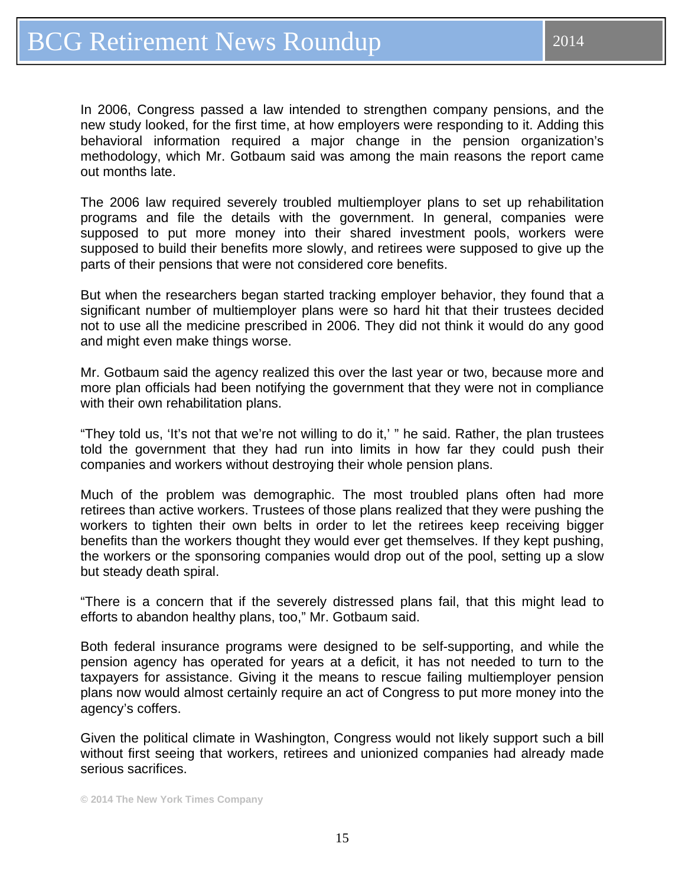In 2006, Congress passed a law intended to strengthen company pensions, and the new study looked, for the first time, at how employers were responding to it. Adding this behavioral information required a major change in the pension organization's methodology, which Mr. Gotbaum said was among the main reasons the report came out months late.

The 2006 law required severely troubled multiemployer plans to set up rehabilitation programs and file the details with the government. In general, companies were supposed to put more money into their shared investment pools, workers were supposed to build their benefits more slowly, and retirees were supposed to give up the parts of their pensions that were not considered core benefits.

But when the researchers began started tracking employer behavior, they found that a significant number of multiemployer plans were so hard hit that their trustees decided not to use all the medicine prescribed in 2006. They did not think it would do any good and might even make things worse.

Mr. Gotbaum said the agency realized this over the last year or two, because more and more plan officials had been notifying the government that they were not in compliance with their own rehabilitation plans.

"They told us, 'It's not that we're not willing to do it,' " he said. Rather, the plan trustees told the government that they had run into limits in how far they could push their companies and workers without destroying their whole pension plans.

Much of the problem was demographic. The most troubled plans often had more retirees than active workers. Trustees of those plans realized that they were pushing the workers to tighten their own belts in order to let the retirees keep receiving bigger benefits than the workers thought they would ever get themselves. If they kept pushing, the workers or the sponsoring companies would drop out of the pool, setting up a slow but steady death spiral.

"There is a concern that if the severely distressed plans fail, that this might lead to efforts to abandon healthy plans, too," Mr. Gotbaum said.

Both federal insurance programs were designed to be self-supporting, and while the pension agency has operated for years at a deficit, it has not needed to turn to the taxpayers for assistance. Giving it the means to rescue failing multiemployer pension plans now would almost certainly require an act of Congress to put more money into the agency's coffers.

Given the political climate in Washington, Congress would not likely support such a bill without first seeing that workers, retirees and unionized companies had already made serious sacrifices.

© 2014 The New York Times Company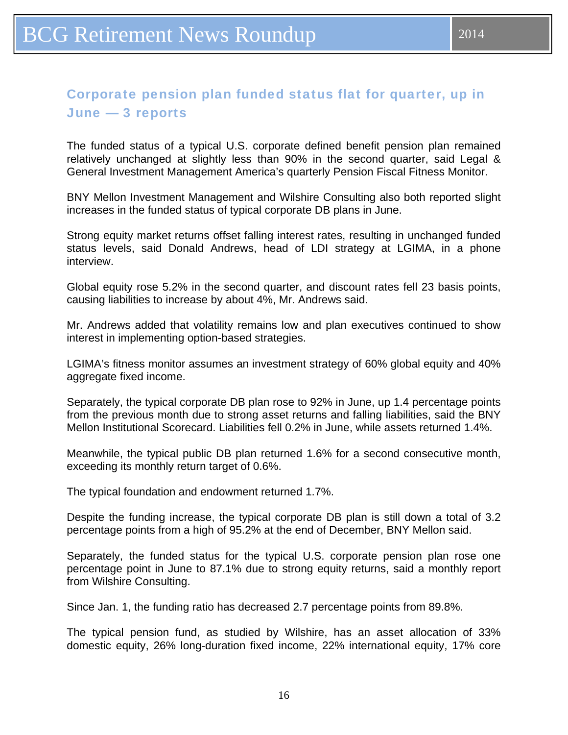## Corporate pension plan funded status flat for quarter, up in June — 3 reports

The funded status of a typical U.S. corporate defined benefit pension plan remained relatively unchanged at slightly less than 90% in the second quarter, said Legal & General Investment Management America's quarterly Pension Fiscal Fitness Monitor.

BNY Mellon Investment Management and Wilshire Consulting also both reported slight increases in the funded status of typical corporate DB plans in June.

Strong equity market returns offset falling interest rates, resulting in unchanged funded status levels, said Donald Andrews, head of LDI strategy at LGIMA, in a phone interview.

Global equity rose 5.2% in the second quarter, and discount rates fell 23 basis points, causing liabilities to increase by about 4%, Mr. Andrews said.

Mr. Andrews added that volatility remains low and plan executives continued to show interest in implementing option-based strategies.

LGIMA's fitness monitor assumes an investment strategy of 60% global equity and 40% aggregate fixed income.

Separately, the typical corporate DB plan rose to 92% in June, up 1.4 percentage points from the previous month due to strong asset returns and falling liabilities, said the BNY Mellon Institutional Scorecard. Liabilities fell 0.2% in June, while assets returned 1.4%.

Meanwhile, the typical public DB plan returned 1.6% for a second consecutive month, exceeding its monthly return target of 0.6%.

The typical foundation and endowment returned 1.7%.

Despite the funding increase, the typical corporate DB plan is still down a total of 3.2 percentage points from a high of 95.2% at the end of December, BNY Mellon said.

Separately, the funded status for the typical U.S. corporate pension plan rose one percentage point in June to 87.1% due to strong equity returns, said a monthly report from Wilshire Consulting.

Since Jan. 1, the funding ratio has decreased 2.7 percentage points from 89.8%.

The typical pension fund, as studied by Wilshire, has an asset allocation of 33% domestic equity, 26% long-duration fixed income, 22% international equity, 17% core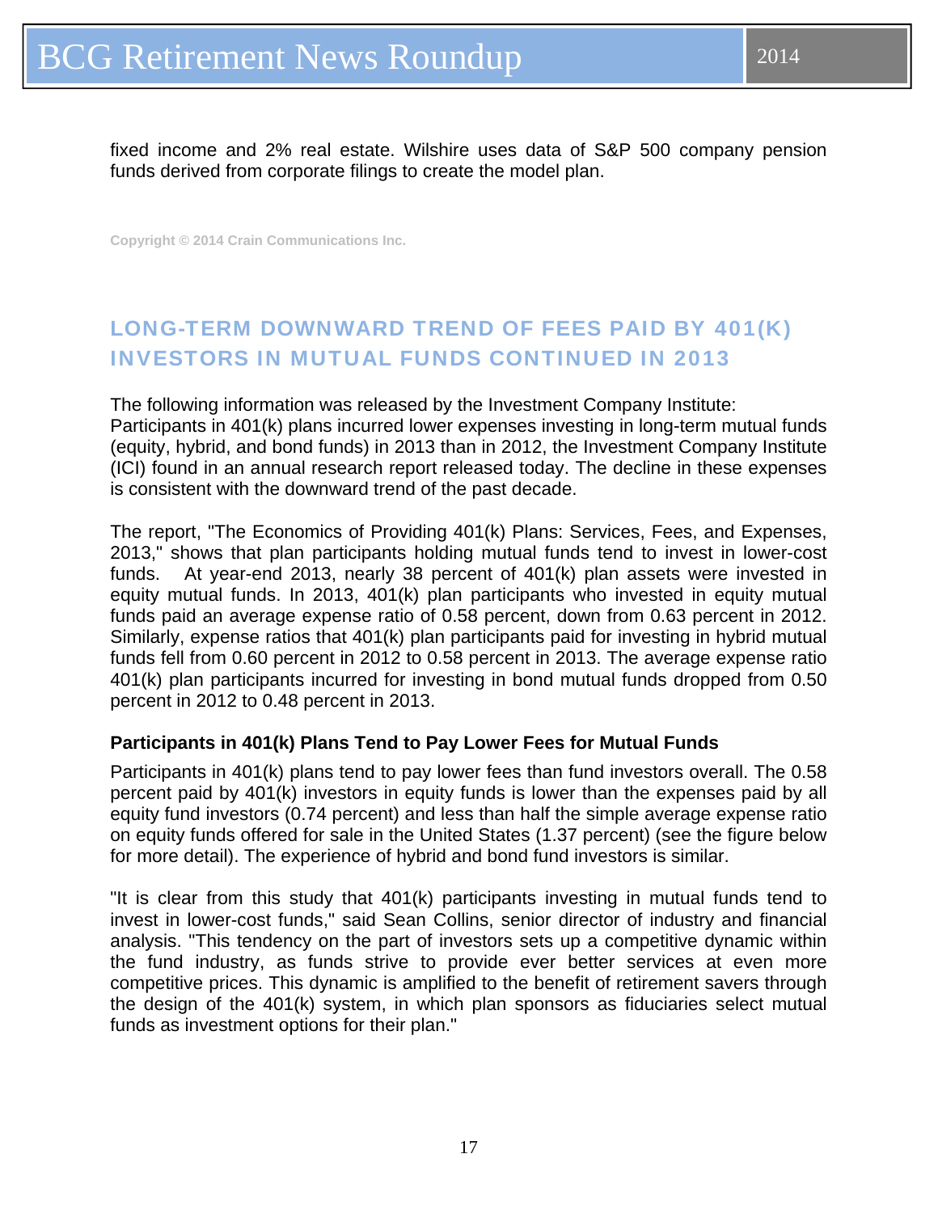fixed income and 2% real estate. Wilshire uses data of S&P 500 company pension funds derived from corporate filings to create the model plan.

Copyright © 2014 Crain Communications Inc.

## LONG-TERM DOWNWARD TREND OF FEES PAID BY 401(K) INVESTORS IN MUTUAL FUNDS CONTINUED IN 2013

The following information was released by the Investment Company Institute:
Participants in 401(k) plans incurred lower expenses investing in long-term mutual funds (equity, hybrid, and bond funds) in 2013 than in 2012, the Investment Company Institute (ICI) found in an annual research report released today. The decline in these expenses is consistent with the downward trend of the past decade.

The report, "The Economics of Providing 401(k) Plans: Services, Fees, and Expenses, 2013," shows that plan participants holding mutual funds tend to invest in lower-cost funds. At year-end 2013, nearly 38 percent of 401(k) plan assets were invested in equity mutual funds. In 2013, 401(k) plan participants who invested in equity mutual funds paid an average expense ratio of 0.58 percent, down from 0.63 percent in 2012. Similarly, expense ratios that 401(k) plan participants paid for investing in hybrid mutual funds fell from 0.60 percent in 2012 to 0.58 percent in 2013. The average expense ratio 401(k) plan participants incurred for investing in bond mutual funds dropped from 0.50 percent in 2012 to 0.48 percent in 2013.

### Participants in 401(k) Plans Tend to Pay Lower Fees for Mutual Funds

Participants in 401(k) plans tend to pay lower fees than fund investors overall. The 0.58 percent paid by 401(k) investors in equity funds is lower than the expenses paid by all equity fund investors (0.74 percent) and less than half the simple average expense ratio on equity funds offered for sale in the United States (1.37 percent) (see the figure below for more detail). The experience of hybrid and bond fund investors is similar.

"It is clear from this study that 401(k) participants investing in mutual funds tend to invest in lower-cost funds," said Sean Collins, senior director of industry and financial analysis. "This tendency on the part of investors sets up a competitive dynamic within the fund industry, as funds strive to provide ever better services at even more competitive prices. This dynamic is amplified to the benefit of retirement savers through the design of the 401(k) system, in which plan sponsors as fiduciaries select mutual funds as investment options for their plan."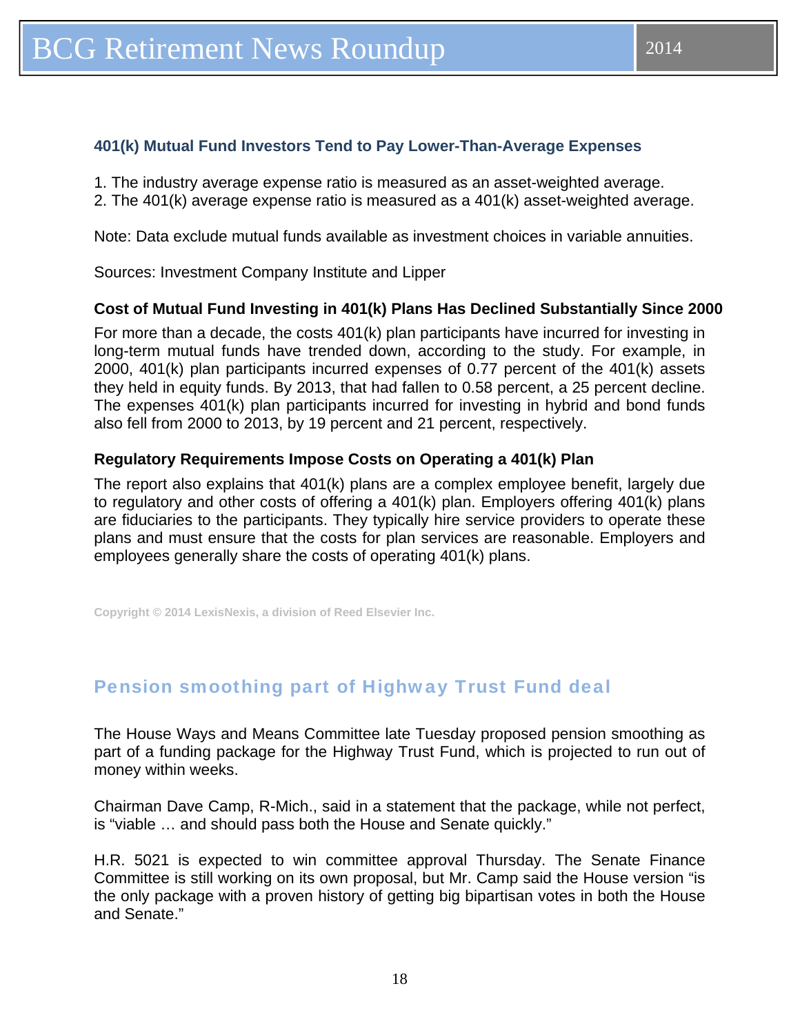### 401(k) Mutual Fund Investors Tend to Pay Lower-Than-Average Expenses

1. The industry average expense ratio is measured as an asset-weighted average.
2. The 401(k) average expense ratio is measured as a 401(k) asset-weighted average.

Note: Data exclude mutual funds available as investment choices in variable annuities.

Sources: Investment Company Institute and Lipper

**Cost of Mutual Fund Investing in 401(k) Plans Has Declined Substantially Since 2000**

For more than a decade, the costs 401(k) plan participants have incurred for investing in long-term mutual funds have trended down, according to the study. For example, in 2000, 401(k) plan participants incurred expenses of 0.77 percent of the 401(k) assets they held in equity funds. By 2013, that had fallen to 0.58 percent, a 25 percent decline. The expenses 401(k) plan participants incurred for investing in hybrid and bond funds also fell from 2000 to 2013, by 19 percent and 21 percent, respectively.

**Regulatory Requirements Impose Costs on Operating a 401(k) Plan**

The report also explains that 401(k) plans are a complex employee benefit, largely due to regulatory and other costs of offering a 401(k) plan. Employers offering 401(k) plans are fiduciaries to the participants. They typically hire service providers to operate these plans and must ensure that the costs for plan services are reasonable. Employers and employees generally share the costs of operating 401(k) plans.

Copyright © 2014 LexisNexis, a division of Reed Elsevier Inc.

## Pension smoothing part of Highway Trust Fund deal

The House Ways and Means Committee late Tuesday proposed pension smoothing as part of a funding package for the Highway Trust Fund, which is projected to run out of money within weeks.

Chairman Dave Camp, R-Mich., said in a statement that the package, while not perfect, is "viable … and should pass both the House and Senate quickly."

H.R. 5021 is expected to win committee approval Thursday. The Senate Finance Committee is still working on its own proposal, but Mr. Camp said the House version "is the only package with a proven history of getting big bipartisan votes in both the House and Senate."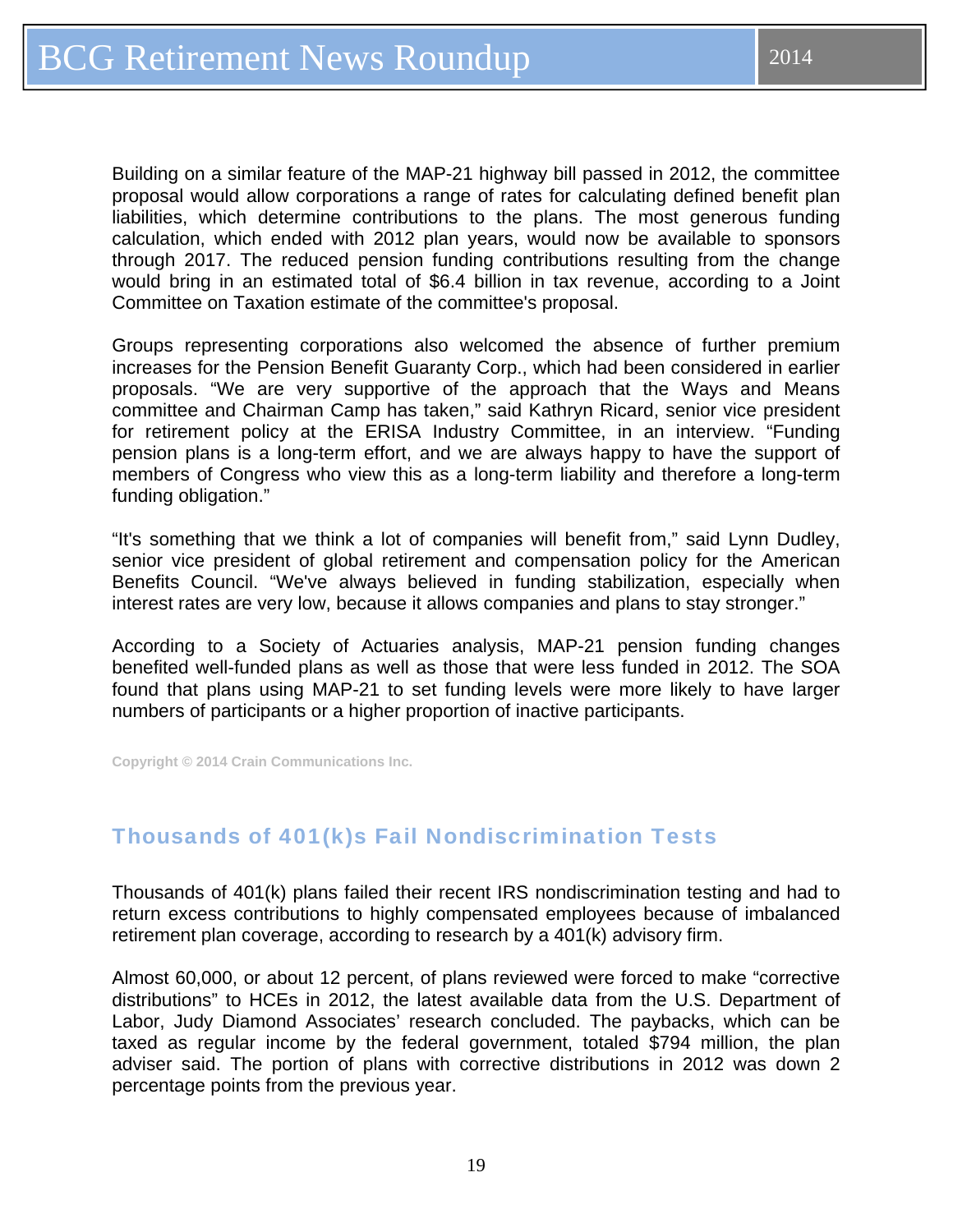Building on a similar feature of the MAP-21 highway bill passed in 2012, the committee proposal would allow corporations a range of rates for calculating defined benefit plan liabilities, which determine contributions to the plans. The most generous funding calculation, which ended with 2012 plan years, would now be available to sponsors through 2017. The reduced pension funding contributions resulting from the change would bring in an estimated total of $6.4 billion in tax revenue, according to a Joint Committee on Taxation estimate of the committee's proposal.

Groups representing corporations also welcomed the absence of further premium increases for the Pension Benefit Guaranty Corp., which had been considered in earlier proposals. "We are very supportive of the approach that the Ways and Means committee and Chairman Camp has taken," said Kathryn Ricard, senior vice president for retirement policy at the ERISA Industry Committee, in an interview. "Funding pension plans is a long-term effort, and we are always happy to have the support of members of Congress who view this as a long-term liability and therefore a long-term funding obligation."

"It's something that we think a lot of companies will benefit from," said Lynn Dudley, senior vice president of global retirement and compensation policy for the American Benefits Council. "We've always believed in funding stabilization, especially when interest rates are very low, because it allows companies and plans to stay stronger."

According to a Society of Actuaries analysis, MAP-21 pension funding changes benefited well-funded plans as well as those that were less funded in 2012. The SOA found that plans using MAP-21 to set funding levels were more likely to have larger numbers of participants or a higher proportion of inactive participants.

Copyright © 2014 Crain Communications Inc.

## Thousands of 401(k)s Fail Nondiscrimination Tests

Thousands of 401(k) plans failed their recent IRS nondiscrimination testing and had to return excess contributions to highly compensated employees because of imbalanced retirement plan coverage, according to research by a 401(k) advisory firm.

Almost 60,000, or about 12 percent, of plans reviewed were forced to make "corrective distributions" to HCEs in 2012, the latest available data from the U.S. Department of Labor, Judy Diamond Associates' research concluded. The paybacks, which can be taxed as regular income by the federal government, totaled $794 million, the plan adviser said. The portion of plans with corrective distributions in 2012 was down 2 percentage points from the previous year.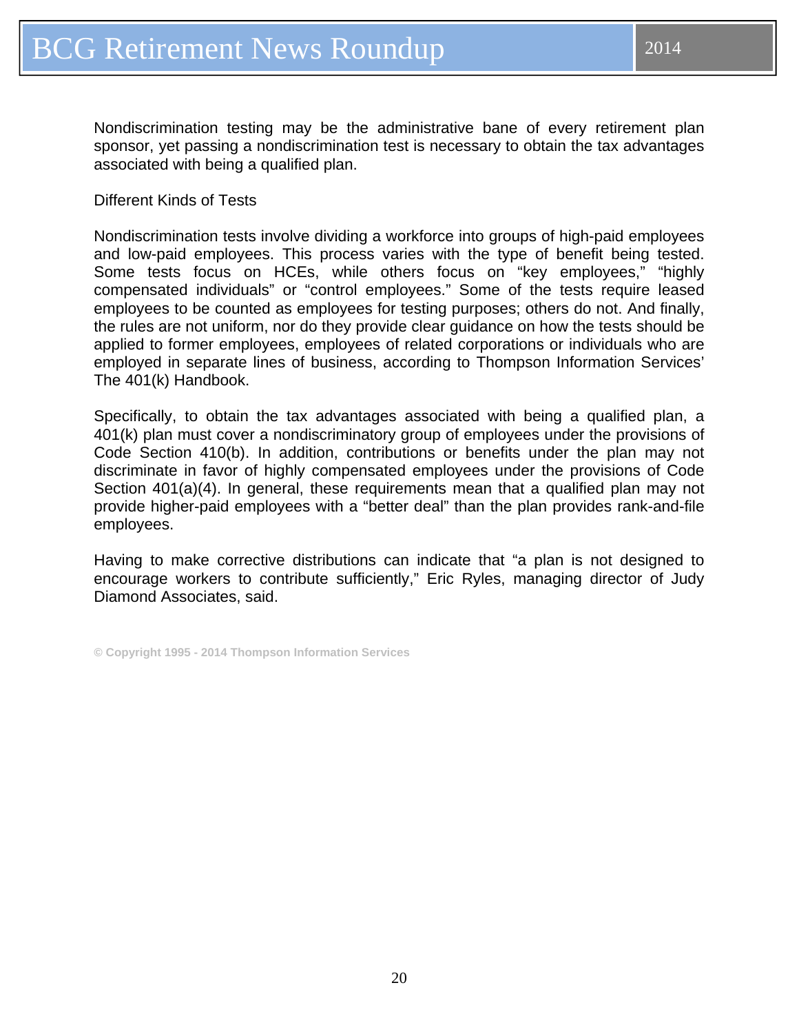Nondiscrimination testing may be the administrative bane of every retirement plan sponsor, yet passing a nondiscrimination test is necessary to obtain the tax advantages associated with being a qualified plan.

## Different Kinds of Tests

Nondiscrimination tests involve dividing a workforce into groups of high-paid employees and low-paid employees. This process varies with the type of benefit being tested. Some tests focus on HCEs, while others focus on "key employees," "highly compensated individuals" or "control employees." Some of the tests require leased employees to be counted as employees for testing purposes; others do not. And finally, the rules are not uniform, nor do they provide clear guidance on how the tests should be applied to former employees, employees of related corporations or individuals who are employed in separate lines of business, according to Thompson Information Services' The 401(k) Handbook.

Specifically, to obtain the tax advantages associated with being a qualified plan, a 401(k) plan must cover a nondiscriminatory group of employees under the provisions of Code Section 410(b). In addition, contributions or benefits under the plan may not discriminate in favor of highly compensated employees under the provisions of Code Section 401(a)(4). In general, these requirements mean that a qualified plan may not provide higher-paid employees with a "better deal" than the plan provides rank-and-file employees.

Having to make corrective distributions can indicate that "a plan is not designed to encourage workers to contribute sufficiently," Eric Ryles, managing director of Judy Diamond Associates, said.

**© Copyright 1995 - 2014 Thompson Information Services**